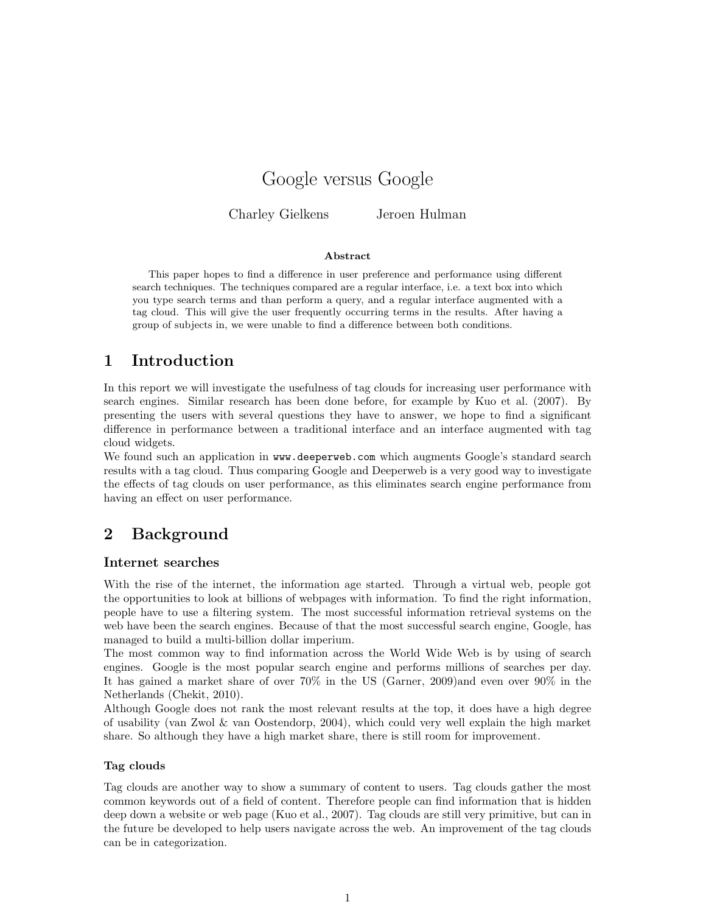# Google versus Google

Charley Gielkens Jeroen Hulman

**Abstract**

This paper hopes to find a difference in user preference and performance using different search techniques. The techniques compared are a regular interface, i.e. a text box into which you type search terms and than perform a query, and a regular interface augmented with a tag cloud. This will give the user frequently occurring terms in the results. After having a group of subjects in, we were unable to find a difference between both conditions.

## 1 Introduction

In this report we will investigate the usefulness of tag clouds for increasing user performance with search engines. Similar research has been done before, for example by Kuo et al. (2007). By presenting the users with several questions they have to answer, we hope to find a significant difference in performance between a traditional interface and an interface augmented with tag cloud widgets.

We found such an application in `www.deeperweb.com` which augments Google's standard search results with a tag cloud. Thus comparing Google and Deeperweb is a very good way to investigate the effects of tag clouds on user performance, as this eliminates search engine performance from having an effect on user performance.

## 2 Background

### Internet searches

With the rise of the internet, the information age started. Through a virtual web, people got the opportunities to look at billions of webpages with information. To find the right information, people have to use a filtering system. The most successful information retrieval systems on the web have been the search engines. Because of that the most successful search engine, Google, has managed to build a multi-billion dollar imperium.

The most common way to find information across the World Wide Web is by using of search engines. Google is the most popular search engine and performs millions of searches per day. It has gained a market share of over 70% in the US (Garner, 2009)and even over 90% in the Netherlands (Chekit, 2010).

Although Google does not rank the most relevant results at the top, it does have a high degree of usability (van Zwol & van Oostendorp, 2004), which could very well explain the high market share. So although they have a high market share, there is still room for improvement.

#### Tag clouds

Tag clouds are another way to show a summary of content to users. Tag clouds gather the most common keywords out of a field of content. Therefore people can find information that is hidden deep down a website or web page (Kuo et al., 2007). Tag clouds are still very primitive, but can in the future be developed to help users navigate across the web. An improvement of the tag clouds can be in categorization.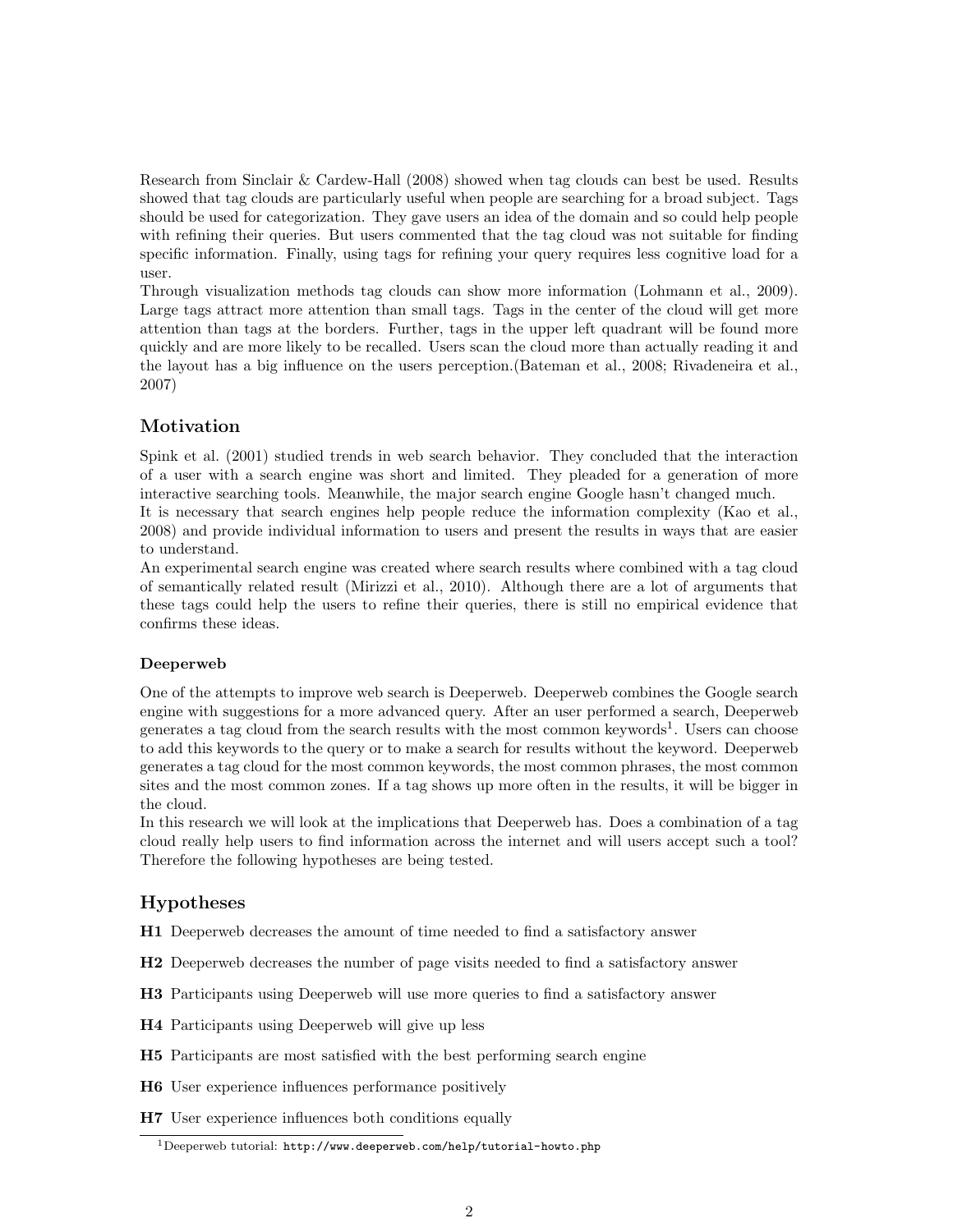Research from Sinclair & Cardew-Hall (2008) showed when tag clouds can best be used. Results showed that tag clouds are particularly useful when people are searching for a broad subject. Tags should be used for categorization. They gave users an idea of the domain and so could help people with refining their queries. But users commented that the tag cloud was not suitable for finding specific information. Finally, using tags for refining your query requires less cognitive load for a user.

Through visualization methods tag clouds can show more information (Lohmann et al., 2009). Large tags attract more attention than small tags. Tags in the center of the cloud will get more attention than tags at the borders. Further, tags in the upper left quadrant will be found more quickly and are more likely to be recalled. Users scan the cloud more than actually reading it and the layout has a big influence on the users perception.(Bateman et al., 2008; Rivadeneira et al., 2007)

## Motivation

Spink et al. (2001) studied trends in web search behavior. They concluded that the interaction of a user with a search engine was short and limited. They pleaded for a generation of more interactive searching tools. Meanwhile, the major search engine Google hasn't changed much.

It is necessary that search engines help people reduce the information complexity (Kao et al., 2008) and provide individual information to users and present the results in ways that are easier to understand.

An experimental search engine was created where search results where combined with a tag cloud of semantically related result (Mirizzi et al., 2010). Although there are a lot of arguments that these tags could help the users to refine their queries, there is still no empirical evidence that confirms these ideas.

### Deeperweb

One of the attempts to improve web search is Deeperweb. Deeperweb combines the Google search engine with suggestions for a more advanced query. After an user performed a search, Deeperweb generates a tag cloud from the search results with the most common keywords[1]. Users can choose to add this keywords to the query or to make a search for results without the keyword. Deeperweb generates a tag cloud for the most common keywords, the most common phrases, the most common sites and the most common zones. If a tag shows up more often in the results, it will be bigger in the cloud.

In this research we will look at the implications that Deeperweb has. Does a combination of a tag cloud really help users to find information across the internet and will users accept such a tool? Therefore the following hypotheses are being tested.

## Hypotheses

**H1** Deeperweb decreases the amount of time needed to find a satisfactory answer

**H2** Deeperweb decreases the number of page visits needed to find a satisfactory answer

**H3** Participants using Deeperweb will use more queries to find a satisfactory answer

**H4** Participants using Deeperweb will give up less

**H5** Participants are most satisfied with the best performing search engine

**H6** User experience influences performance positively

**H7** User experience influences both conditions equally

[1] Deeperweb tutorial: `http://www.deeperweb.com/help/tutorial-howto.php`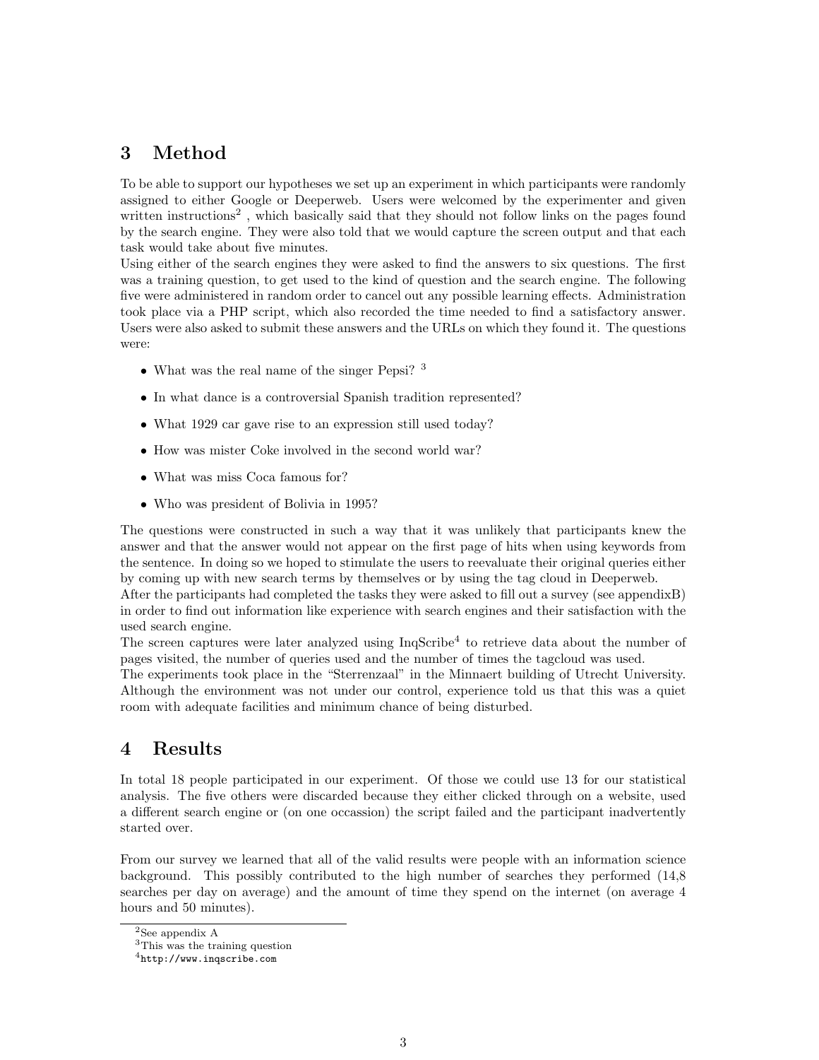## 3 Method

To be able to support our hypotheses we set up an experiment in which participants were randomly assigned to either Google or Deeperweb. Users were welcomed by the experimenter and given written instructions[2] , which basically said that they should not follow links on the pages found by the search engine. They were also told that we would capture the screen output and that each task would take about five minutes.

Using either of the search engines they were asked to find the answers to six questions. The first was a training question, to get used to the kind of question and the search engine. The following five were administered in random order to cancel out any possible learning effects. Administration took place via a PHP script, which also recorded the time needed to find a satisfactory answer. Users were also asked to submit these answers and the URLs on which they found it. The questions were:

- What was the real name of the singer Pepsi? [3]
- In what dance is a controversial Spanish tradition represented?
- What 1929 car gave rise to an expression still used today?
- How was mister Coke involved in the second world war?
- What was miss Coca famous for?
- Who was president of Bolivia in 1995?

The questions were constructed in such a way that it was unlikely that participants knew the answer and that the answer would not appear on the first page of hits when using keywords from the sentence. In doing so we hoped to stimulate the users to reevaluate their original queries either by coming up with new search terms by themselves or by using the tag cloud in Deeperweb.

After the participants had completed the tasks they were asked to fill out a survey (see appendixB) in order to find out information like experience with search engines and their satisfaction with the used search engine.

The screen captures were later analyzed using InqScribe[4] to retrieve data about the number of pages visited, the number of queries used and the number of times the tagcloud was used.

The experiments took place in the "Sterrenzaal" in the Minnaert building of Utrecht University. Although the environment was not under our control, experience told us that this was a quiet room with adequate facilities and minimum chance of being disturbed.

## 4 Results

In total 18 people participated in our experiment. Of those we could use 13 for our statistical analysis. The five others were discarded because they either clicked through on a website, used a different search engine or (on one occassion) the script failed and the participant inadvertently started over.

From our survey we learned that all of the valid results were people with an information science background. This possibly contributed to the high number of searches they performed (14,8 searches per day on average) and the amount of time they spend on the internet (on average 4 hours and 50 minutes).

---

[2] See appendix A

[3] This was the training question

[4] http://www.inqscribe.com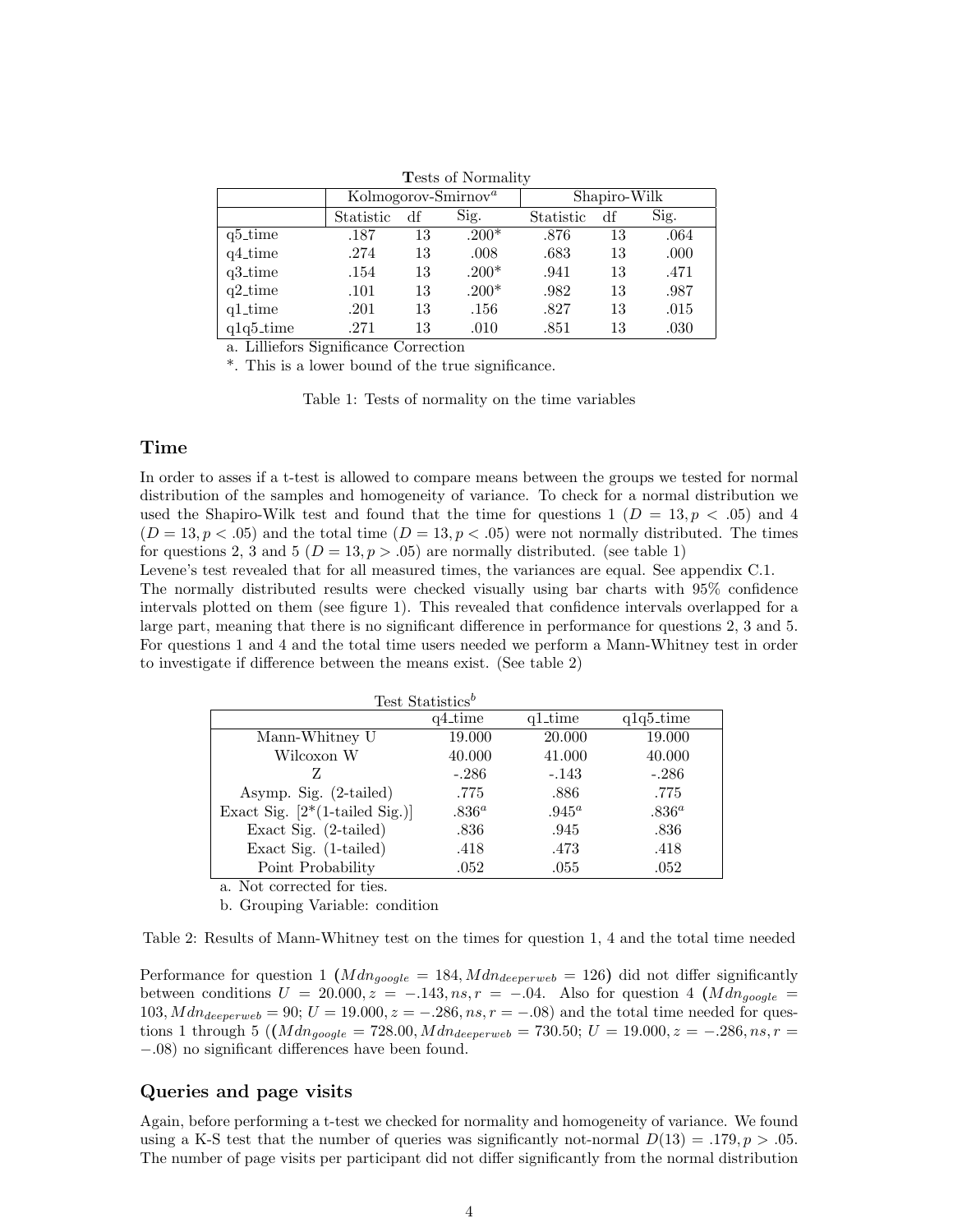**T**ests of Normality

| | Kolmogorov-Smirnov[a] | | | Shapiro-Wilk | | |
|---|---|---|---|---|---|---|
| | Statistic | df | Sig. | Statistic | df | Sig. |
| q5_time | .187 | 13 | .200* | .876 | 13 | .064 |
| q4_time | .274 | 13 | .008 | .683 | 13 | .000 |
| q3_time | .154 | 13 | .200* | .941 | 13 | .471 |
| q2_time | .101 | 13 | .200* | .982 | 13 | .987 |
| q1_time | .201 | 13 | .156 | .827 | 13 | .015 |
| q1q5_time | .271 | 13 | .010 | .851 | 13 | .030 |

a. Lilliefors Significance Correction

*. This is a lower bound of the true significance.

Table 1: Tests of normality on the time variables

## Time

In order to asses if a t-test is allowed to compare means between the groups we tested for normal distribution of the samples and homogeneity of variance. To check for a normal distribution we used the Shapiro-Wilk test and found that the time for questions 1 ($D = 13, p < .05$) and 4 ($D = 13, p < .05$) and the total time ($D = 13, p < .05$) were not normally distributed. The times for questions 2, 3 and 5 ($D = 13, p > .05$) are normally distributed. (see table 1)

Levene's test revealed that for all measured times, the variances are equal. See appendix C.1.

The normally distributed results were checked visually using bar charts with 95% confidence intervals plotted on them (see figure 1). This revealed that confidence intervals overlapped for a large part, meaning that there is no significant difference in performance for questions 2, 3 and 5. For questions 1 and 4 and the total time users needed we perform a Mann-Whitney test in order to investigate if difference between the means exist. (See table 2)

Test Statistics[b]

| | q4_time | q1_time | q1q5_time |
|---|---|---|---|
| Mann-Whitney U | 19.000 | 20.000 | 19.000 |
| Wilcoxon W | 40.000 | 41.000 | 40.000 |
| Z | -.286 | -.143 | -.286 |
| Asymp. Sig. (2-tailed) | .775 | .886 | .775 |
| Exact Sig. [2*(1-tailed Sig.)] | .836[a] | .945[a] | .836[a] |
| Exact Sig. (2-tailed) | .836 | .945 | .836 |
| Exact Sig. (1-tailed) | .418 | .473 | .418 |
| Point Probability | .052 | .055 | .052 |

a. Not corrected for ties.

b. Grouping Variable: condition

Table 2: Results of Mann-Whitney test on the times for question 1, 4 and the total time needed

Performance for question 1 ($Mdn_{google} = 184, Mdn_{deeperweb} = 126$) did not differ significantly between conditions $U = 20.000, z = -.143, ns, r = -.04$. Also for question 4 ($Mdn_{google} = 103, Mdn_{deeperweb} = 90; U = 19.000, z = -.286, ns, r = -.08$) and the total time needed for questions 1 through 5 (($Mdn_{google} = 728.00, Mdn_{deeperweb} = 730.50; U = 19.000, z = -.286, ns, r = -.08$) no significant differences have been found.

## Queries and page visits

Again, before performing a t-test we checked for normality and homogeneity of variance. We found using a K-S test that the number of queries was significantly not-normal $D(13) = .179, p > .05$. The number of page visits per participant did not differ significantly from the normal distribution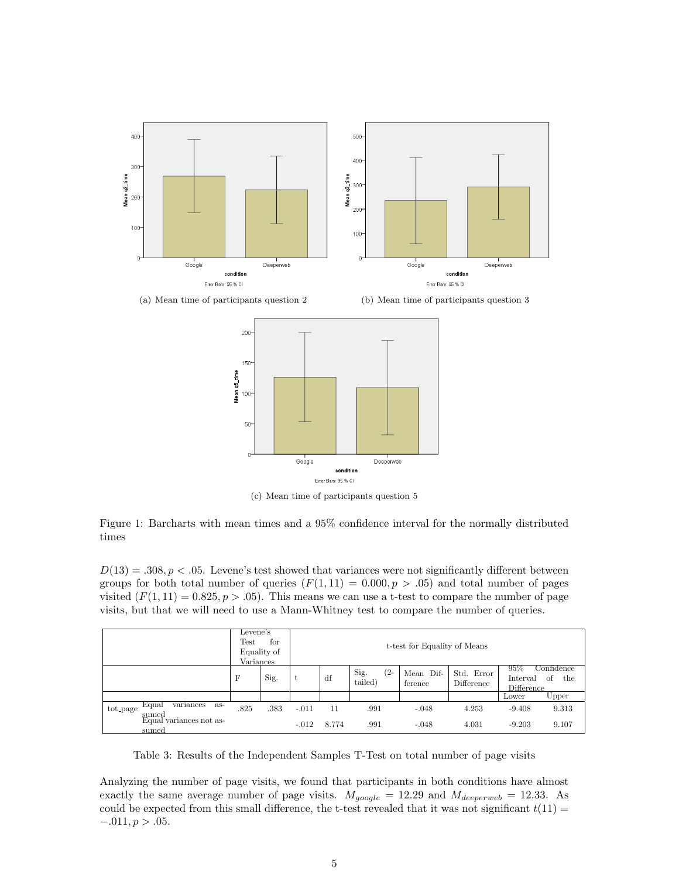400
300
200
100
0
Mean q2_time
Google
Deeperweb
condition
Error Bars: 95 % CI

(a) Mean time of participants question 2

500
400
300
200
100
0
Mean q3_time
Google
Deeperweb
condition
Error Bars: 95 % CI

(b) Mean time of participants question 3

200
150
100
50
0
Mean q5_time
Google
Deeperweb
condition
Error Bars: 95 % CI

(c) Mean time of participants question 5

Figure 1: Barcharts with mean times and a 95% confidence interval for the normally distributed times

$D(13) = .308, p < .05$. Levene's test showed that variances were not significantly different between groups for both total number of queries ($F(1, 11) = 0.000, p > .05$) and total number of pages visited ($F(1, 11) = 0.825, p > .05$). This means we can use a t-test to compare the number of page visits, but that we will need to use a Mann-Whitney test to compare the number of queries.

| | | Levene's Test for Equality of Variances | | t-test for Equality of Means | | | | | | |
|---|---|---|---|---|---|---|---|---|---|---|
| | | F | Sig. | t | df | Sig. (2-tailed) | Mean Difference | Std. Error Difference | 95% Confidence Interval of the Difference | |
| | | | | | | | | | Lower | Upper |
| tot_page | Equal variances assumed | .825 | .383 | -.011 | 11 | .991 | -.048 | 4.253 | -9.408 | 9.313 |
| | Equal variances not assumed | | | -.012 | 8.774 | .991 | -.048 | 4.031 | -9.203 | 9.107 |

Table 3: Results of the Independent Samples T-Test on total number of page visits

Analyzing the number of page visits, we found that participants in both conditions have almost exactly the same average number of page visits. $M_{google} = 12.29$ and $M_{deeperweb} = 12.33$. As could be expected from this small difference, the t-test revealed that it was not significant $t(11) = -.011, p > .05$.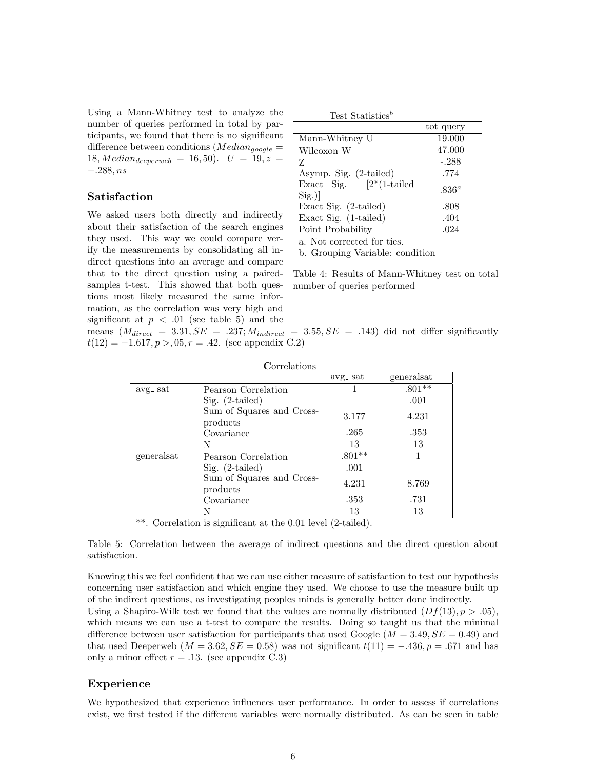Using a Mann-Whitney test to analyze the number of queries performed in total by participants, we found that there is no significant difference between conditions ($Median_{google} = 18, Median_{deeperweb} = 16,50$). $U = 19, z = -.288, ns$

Test Statistics[b]

| | tot_query |
|---|---|
| Mann-Whitney U | 19.000 |
| Wilcoxon W | 47.000 |
| Z | -.288 |
| Asymp. Sig. (2-tailed) | .774 |
| Exact Sig. [2*(1-tailed Sig.)] | .836[a] |
| Exact Sig. (2-tailed) | .808 |
| Exact Sig. (1-tailed) | .404 |
| Point Probability | .024 |

a. Not corrected for ties.

b. Grouping Variable: condition

Table 4: Results of Mann-Whitney test on total number of queries performed

## Satisfaction

We asked users both directly and indirectly about their satisfaction of the search engines they used. This way we could compare verify the measurements by consolidating all indirect questions into an average and compare that to the direct question using a paired-samples t-test. This showed that both questions most likely measured the same information, as the correlation was very high and significant at $p < .01$ (see table 5) and the means ($M_{direct} = 3.31, SE = .237; M_{indirect} = 3.55, SE = .143$) did not differ significantly $t(12) = -1.617, p >, 05, r = .42$. (see appendix C.2)

Correlations

| | | avg_ sat | generalsat |
|---|---|---|---|
| avg_ sat | Pearson Correlation | 1 | .801** |
| | Sig. (2-tailed) | | .001 |
| | Sum of Squares and Cross-products | 3.177 | 4.231 |
| | Covariance | .265 | .353 |
| | N | 13 | 13 |
| generalsat | Pearson Correlation | .801** | 1 |
| | Sig. (2-tailed) | .001 | |
| | Sum of Squares and Cross-products | 4.231 | 8.769 |
| | Covariance | .353 | .731 |
| | N | 13 | 13 |

**. Correlation is significant at the 0.01 level (2-tailed).

Table 5: Correlation between the average of indirect questions and the direct question about satisfaction.

Knowing this we feel confident that we can use either measure of satisfaction to test our hypothesis concerning user satisfaction and which engine they used. We choose to use the measure built up of the indirect questions, as investigating peoples minds is generally better done indirectly.
Using a Shapiro-Wilk test we found that the values are normally distributed ($Df(13), p > .05$), which means we can use a t-test to compare the results. Doing so taught us that the minimal difference between user satisfaction for participants that used Google ($M = 3.49, SE = 0.49$) and that used Deeperweb ($M = 3.62, SE = 0.58$) was not significant $t(11) = -.436, p = .671$ and has only a minor effect $r = .13$. (see appendix C.3)

## Experience

We hypothesized that experience influences user performance. In order to assess if correlations exist, we first tested if the different variables were normally distributed. As can be seen in table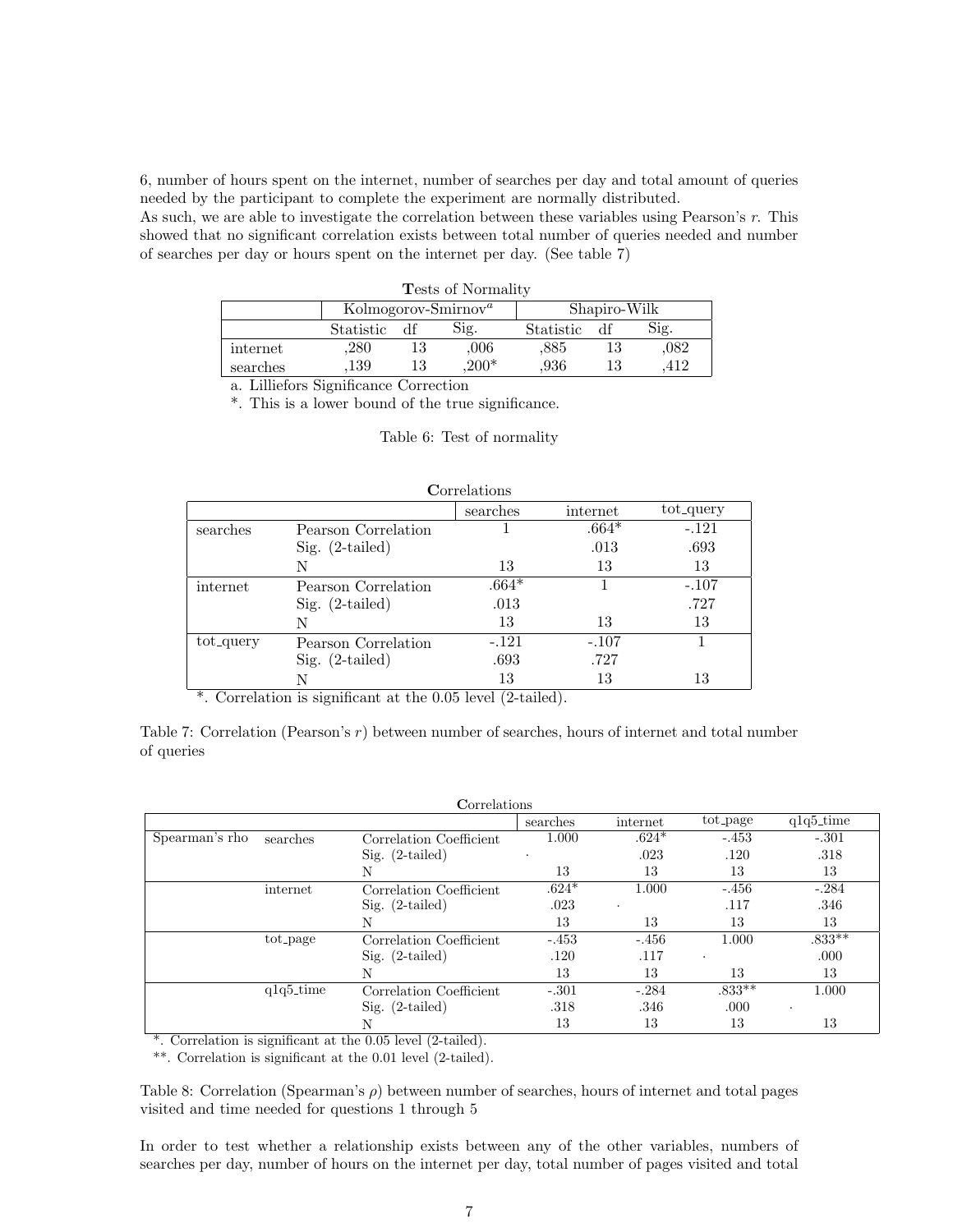6, number of hours spent on the internet, number of searches per day and total amount of queries needed by the participant to complete the experiment are normally distributed.
As such, we are able to investigate the correlation between these variables using Pearson's $r$. This showed that no significant correlation exists between total number of queries needed and number of searches per day or hours spent on the internet per day. (See table 7)

**T**ests of Normality

| | Kolmogorov-Smirnov[a] | | | Shapiro-Wilk | | |
|---|---|---|---|---|---|---|
| | Statistic | df | Sig. | Statistic | df | Sig. |
| internet | ,280 | 13 | ,006 | ,885 | 13 | ,082 |
| searches | ,139 | 13 | ,200* | ,936 | 13 | ,412 |

a. Lilliefors Significance Correction
*. This is a lower bound of the true significance.

Table 6: Test of normality

**C**orrelations

| | | searches | internet | tot_query |
|---|---|---|---|---|
| searches | Pearson Correlation | 1 | .664* | -.121 |
| | Sig. (2-tailed) | | .013 | .693 |
| | N | 13 | 13 | 13 |
| internet | Pearson Correlation | .664* | 1 | -.107 |
| | Sig. (2-tailed) | .013 | | .727 |
| | N | 13 | 13 | 13 |
| tot_query | Pearson Correlation | -.121 | -.107 | 1 |
| | Sig. (2-tailed) | .693 | .727 | |
| | N | 13 | 13 | 13 |

*. Correlation is significant at the 0.05 level (2-tailed).

Table 7: Correlation (Pearson's $r$) between number of searches, hours of internet and total number of queries

**C**orrelations

| | | | searches | internet | tot_page | q1q5_time |
|---|---|---|---|---|---|---|
| Spearman's rho | searches | Correlation Coefficient | 1.000 | .624* | -.453 | -.301 |
| | | Sig. (2-tailed) | . | .023 | .120 | .318 |
| | | N | 13 | 13 | 13 | 13 |
| | internet | Correlation Coefficient | .624* | 1.000 | -.456 | -.284 |
| | | Sig. (2-tailed) | .023 | . | .117 | .346 |
| | | N | 13 | 13 | 13 | 13 |
| | tot_page | Correlation Coefficient | -.453 | -.456 | 1.000 | .833** |
| | | Sig. (2-tailed) | .120 | .117 | . | .000 |
| | | N | 13 | 13 | 13 | 13 |
| | q1q5_time | Correlation Coefficient | -.301 | -.284 | .833** | 1.000 |
| | | Sig. (2-tailed) | .318 | .346 | .000 | . |
| | | N | 13 | 13 | 13 | 13 |

*. Correlation is significant at the 0.05 level (2-tailed).
**. Correlation is significant at the 0.01 level (2-tailed).

Table 8: Correlation (Spearman's $\rho$) between number of searches, hours of internet and total pages visited and time needed for questions 1 through 5

In order to test whether a relationship exists between any of the other variables, numbers of searches per day, number of hours on the internet per day, total number of pages visited and total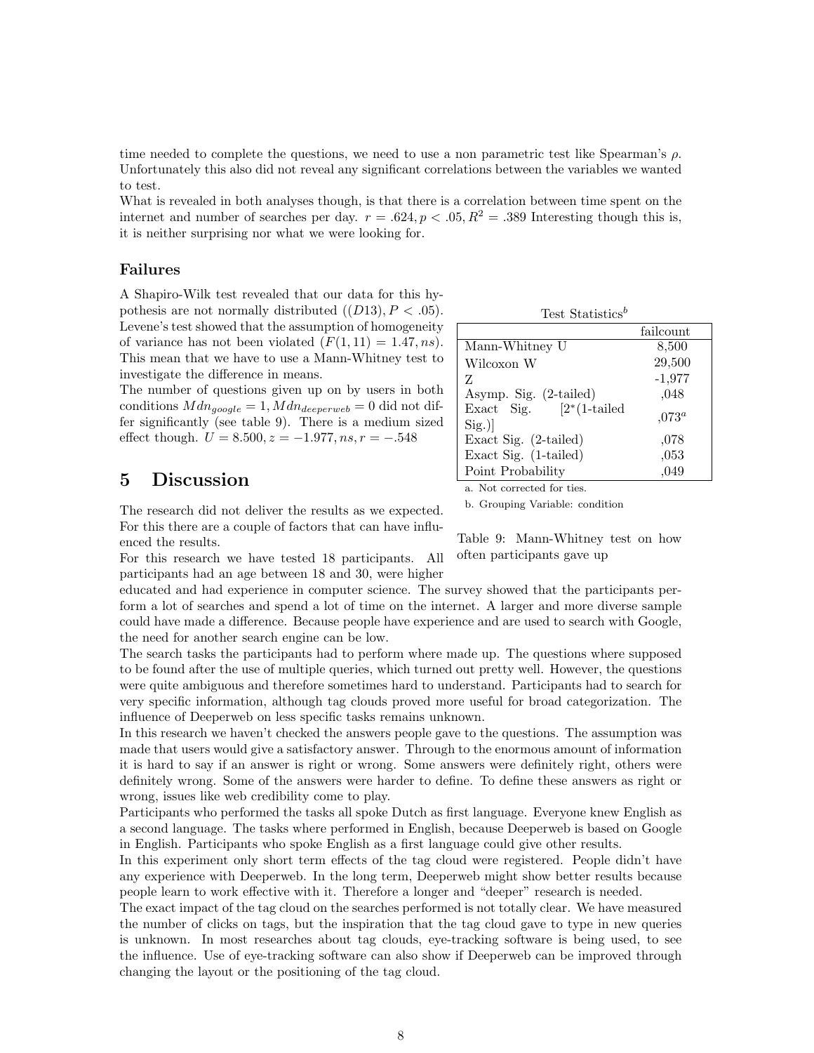time needed to complete the questions, we need to use a non parametric test like Spearman's $\rho$. Unfortunately this also did not reveal any significant correlations between the variables we wanted to test.
What is revealed in both analyses though, is that there is a correlation between time spent on the internet and number of searches per day. $r = .624, p < .05, R^2 = .389$ Interesting though this is, it is neither surprising nor what we were looking for.

### Failures

A Shapiro-Wilk test revealed that our data for this hypothesis are not normally distributed $((D13), P < .05)$. Levene's test showed that the assumption of homogeneity of variance has not been violated $(F(1, 11) = 1.47, ns)$. This mean that we have to use a Mann-Whitney test to investigate the difference in means.
The number of questions given up on by users in both conditions $Mdn_{google} = 1, Mdn_{deeperweb} = 0$ did not differ significantly (see table 9). There is a medium sized effect though. $U = 8.500, z = -1.977, ns, r = -.548$

Test Statistics[b]

| | failcount |
|---|---|
| Mann-Whitney U | 8,500 |
| Wilcoxon W | 29,500 |
| Z | -1,977 |
| Asymp. Sig. (2-tailed) | ,048 |
| Exact Sig. [2*(1-tailed Sig.)] | ,073[a] |
| Exact Sig. (2-tailed) | ,078 |
| Exact Sig. (1-tailed) | ,053 |
| Point Probability | ,049 |

a. Not corrected for ties.

b. Grouping Variable: condition

Table 9: Mann-Whitney test on how often participants gave up

## 5 Discussion

The research did not deliver the results as we expected. For this there are a couple of factors that can have influenced the results.
For this research we have tested 18 participants. All participants had an age between 18 and 30, were higher educated and had experience in computer science. The survey showed that the participants perform a lot of searches and spend a lot of time on the internet. A larger and more diverse sample could have made a difference. Because people have experience and are used to search with Google, the need for another search engine can be low.
The search tasks the participants had to perform where made up. The questions where supposed to be found after the use of multiple queries, which turned out pretty well. However, the questions were quite ambiguous and therefore sometimes hard to understand. Participants had to search for very specific information, although tag clouds proved more useful for broad categorization. The influence of Deeperweb on less specific tasks remains unknown.
In this research we haven't checked the answers people gave to the questions. The assumption was made that users would give a satisfactory answer. Through to the enormous amount of information it is hard to say if an answer is right or wrong. Some answers were definitely right, others were definitely wrong. Some of the answers were harder to define. To define these answers as right or wrong, issues like web credibility come to play.
Participants who performed the tasks all spoke Dutch as first language. Everyone knew English as a second language. The tasks where performed in English, because Deeperweb is based on Google in English. Participants who spoke English as a first language could give other results.
In this experiment only short term effects of the tag cloud were registered. People didn't have any experience with Deeperweb. In the long term, Deeperweb might show better results because people learn to work effective with it. Therefore a longer and "deeper" research is needed.
The exact impact of the tag cloud on the searches performed is not totally clear. We have measured the number of clicks on tags, but the inspiration that the tag cloud gave to type in new queries is unknown. In most researches about tag clouds, eye-tracking software is being used, to see the influence. Use of eye-tracking software can also show if Deeperweb can be improved through changing the layout or the positioning of the tag cloud.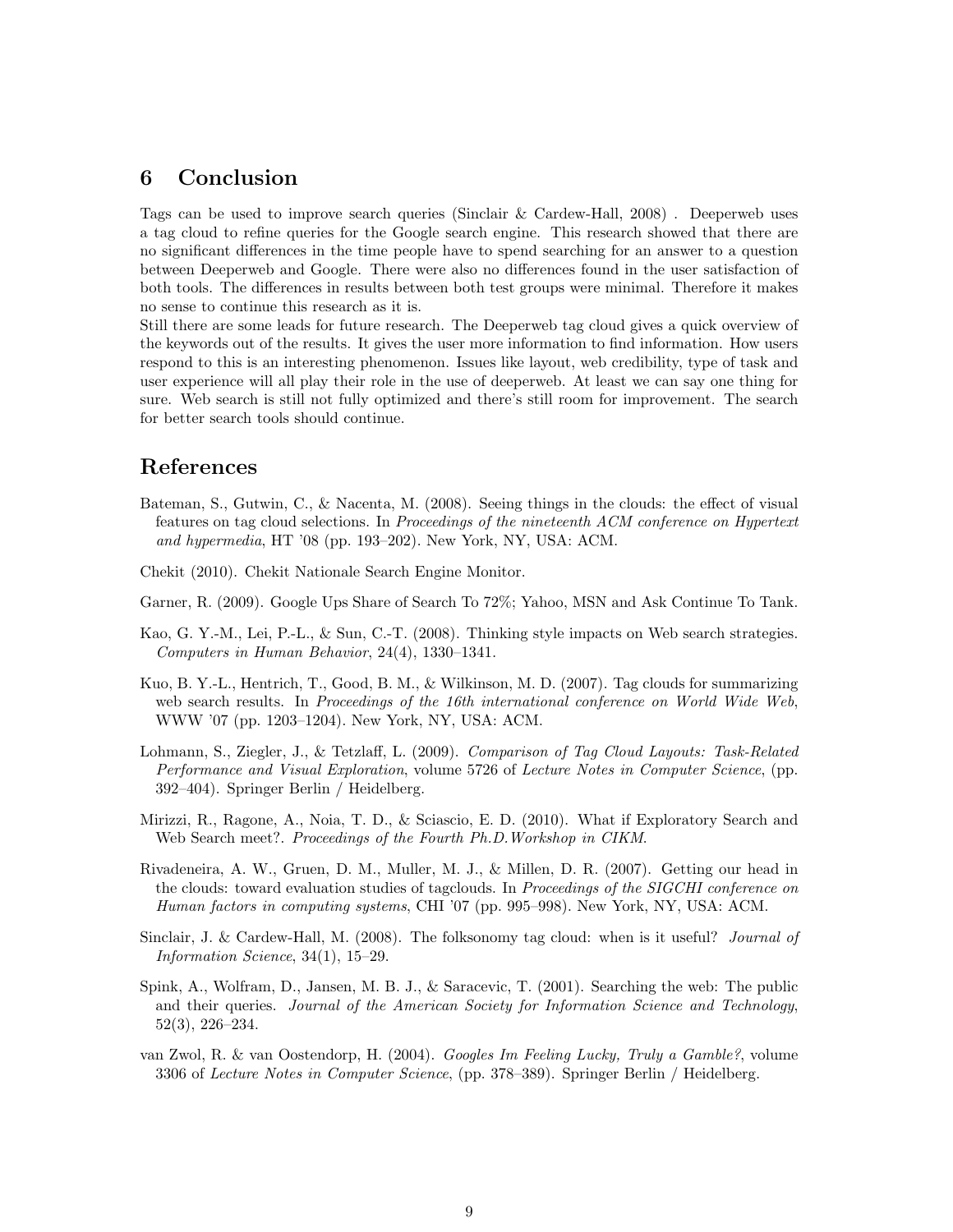## 6 Conclusion

Tags can be used to improve search queries (Sinclair & Cardew-Hall, 2008) . Deeperweb uses a tag cloud to refine queries for the Google search engine. This research showed that there are no significant differences in the time people have to spend searching for an answer to a question between Deeperweb and Google. There were also no differences found in the user satisfaction of both tools. The differences in results between both test groups were minimal. Therefore it makes no sense to continue this research as it is.

Still there are some leads for future research. The Deeperweb tag cloud gives a quick overview of the keywords out of the results. It gives the user more information to find information. How users respond to this is an interesting phenomenon. Issues like layout, web credibility, type of task and user experience will all play their role in the use of deeperweb. At least we can say one thing for sure. Web search is still not fully optimized and there's still room for improvement. The search for better search tools should continue.

## References

Bateman, S., Gutwin, C., & Nacenta, M. (2008). Seeing things in the clouds: the effect of visual features on tag cloud selections. In *Proceedings of the nineteenth ACM conference on Hypertext and hypermedia*, HT '08 (pp. 193–202). New York, NY, USA: ACM.

Chekit (2010). Chekit Nationale Search Engine Monitor.

Garner, R. (2009). Google Ups Share of Search To 72%; Yahoo, MSN and Ask Continue To Tank.

Kao, G. Y.-M., Lei, P.-L., & Sun, C.-T. (2008). Thinking style impacts on Web search strategies. *Computers in Human Behavior*, 24(4), 1330–1341.

Kuo, B. Y.-L., Hentrich, T., Good, B. M., & Wilkinson, M. D. (2007). Tag clouds for summarizing web search results. In *Proceedings of the 16th international conference on World Wide Web*, WWW '07 (pp. 1203–1204). New York, NY, USA: ACM.

Lohmann, S., Ziegler, J., & Tetzlaff, L. (2009). *Comparison of Tag Cloud Layouts: Task-Related Performance and Visual Exploration*, volume 5726 of *Lecture Notes in Computer Science*, (pp. 392–404). Springer Berlin / Heidelberg.

Mirizzi, R., Ragone, A., Noia, T. D., & Sciascio, E. D. (2010). What if Exploratory Search and Web Search meet?. *Proceedings of the Fourth Ph.D.Workshop in CIKM*.

Rivadeneira, A. W., Gruen, D. M., Muller, M. J., & Millen, D. R. (2007). Getting our head in the clouds: toward evaluation studies of tagclouds. In *Proceedings of the SIGCHI conference on Human factors in computing systems*, CHI '07 (pp. 995–998). New York, NY, USA: ACM.

Sinclair, J. & Cardew-Hall, M. (2008). The folksonomy tag cloud: when is it useful? *Journal of Information Science*, 34(1), 15–29.

Spink, A., Wolfram, D., Jansen, M. B. J., & Saracevic, T. (2001). Searching the web: The public and their queries. *Journal of the American Society for Information Science and Technology*, 52(3), 226–234.

van Zwol, R. & van Oostendorp, H. (2004). *Googles Im Feeling Lucky, Truly a Gamble?*, volume 3306 of *Lecture Notes in Computer Science*, (pp. 378–389). Springer Berlin / Heidelberg.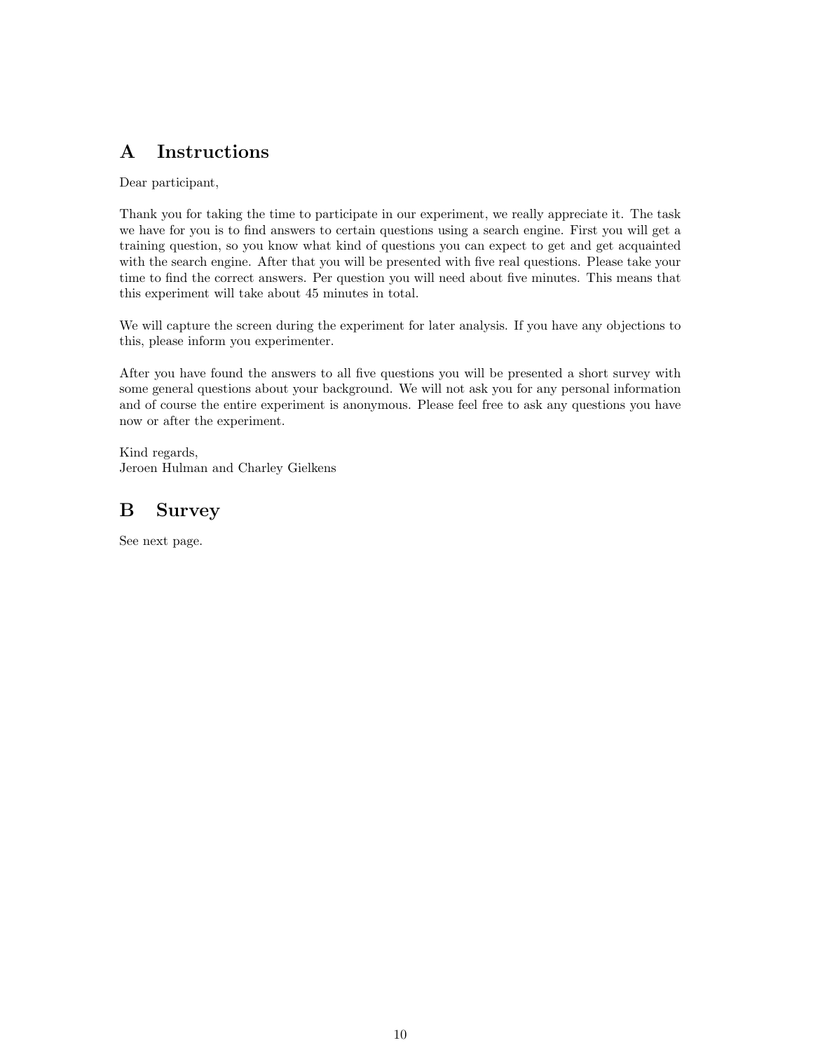# A Instructions

Dear participant,

Thank you for taking the time to participate in our experiment, we really appreciate it. The task we have for you is to find answers to certain questions using a search engine. First you will get a training question, so you know what kind of questions you can expect to get and get acquainted with the search engine. After that you will be presented with five real questions. Please take your time to find the correct answers. Per question you will need about five minutes. This means that this experiment will take about 45 minutes in total.

We will capture the screen during the experiment for later analysis. If you have any objections to this, please inform you experimenter.

After you have found the answers to all five questions you will be presented a short survey with some general questions about your background. We will not ask you for any personal information and of course the entire experiment is anonymous. Please feel free to ask any questions you have now or after the experiment.

Kind regards,
Jeroen Hulman and Charley Gielkens

# B Survey

See next page.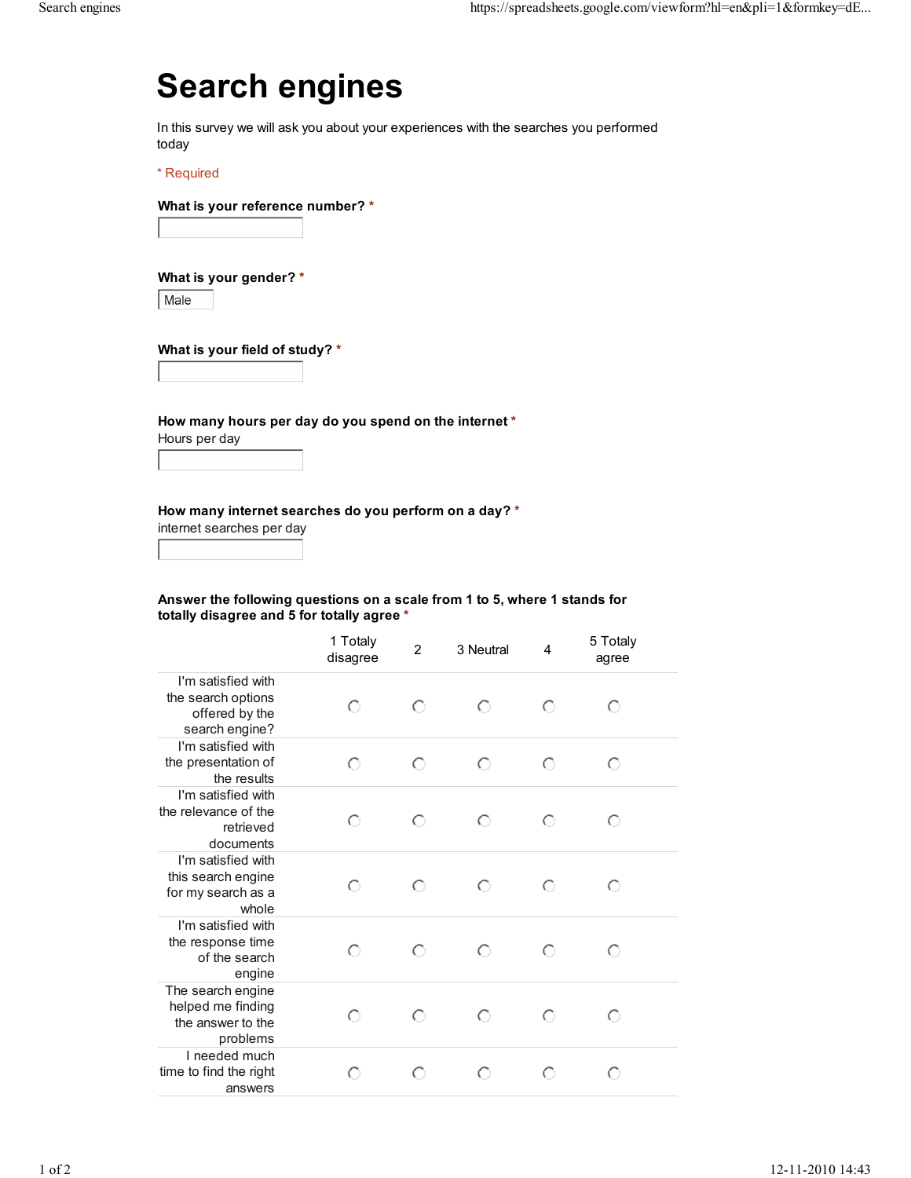# Search engines

In this survey we will ask you about your experiences with the searches you performed today

* Required

**What is your reference number? ***

**What is your gender? ***

Male

**What is your field of study? ***

**How many hours per day do you spend on the internet ***

Hours per day

**How many internet searches do you perform on a day? ***

internet searches per day

**Answer the following questions on a scale from 1 to 5, where 1 stands for totally disagree and 5 for totally agree ***

| | 1 Totaly disagree | 2 | 3 Neutral | 4 | 5 Totaly agree |
|---|---|---|---|---|---|
| I'm satisfied with the search options offered by the search engine? | ○ | ○ | ○ | ○ | ○ |
| I'm satisfied with the presentation of the results | ○ | ○ | ○ | ○ | ○ |
| I'm satisfied with the relevance of the retrieved documents | ○ | ○ | ○ | ○ | ○ |
| I'm satisfied with this search engine for my search as a whole | ○ | ○ | ○ | ○ | ○ |
| I'm satisfied with the response time of the search engine | ○ | ○ | ○ | ○ | ○ |
| The search engine helped me finding the answer to the problems | ○ | ○ | ○ | ○ | ○ |
| I needed much time to find the right answers | ○ | ○ | ○ | ○ | ○ |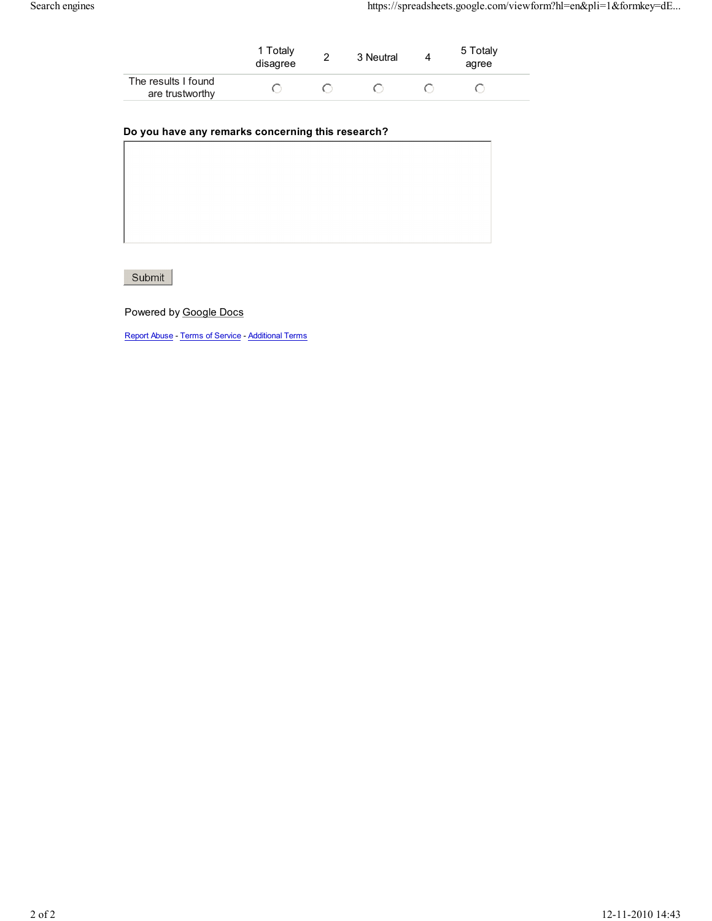| | 1 Totaly disagree | 2 | 3 Neutral | 4 | 5 Totaly agree |
|---|---|---|---|---|---|
| The results I found are trustworthy | ○ | ○ | ○ | ○ | ○ |

**Do you have any remarks concerning this research?**

Submit

Powered by Google Docs

Report Abuse - Terms of Service - Additional Terms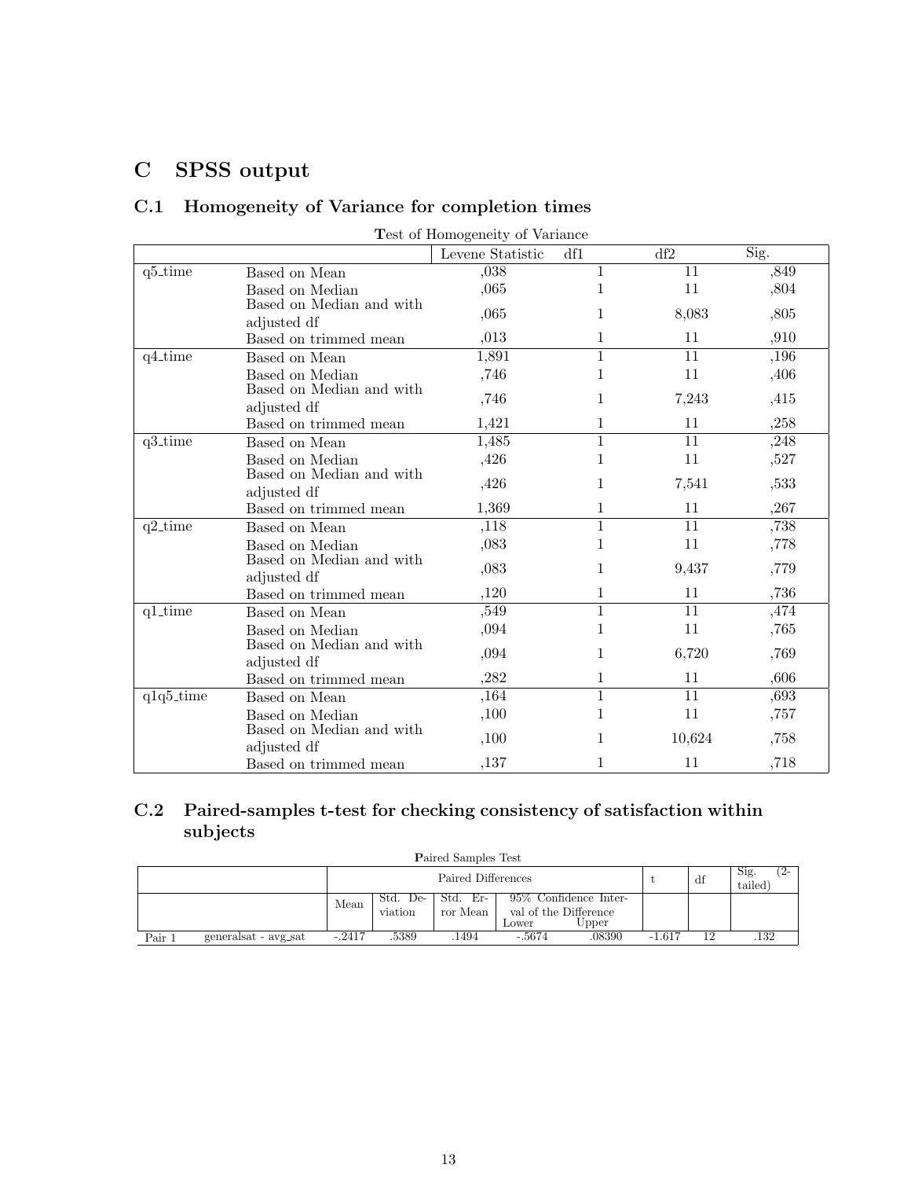# C SPSS output

## C.1 Homogeneity of Variance for completion times

**T**est of Homogeneity of Variance

| | | Levene Statistic | df1 | df2 | Sig. |
|---|---|---|---|---|---|
| q5_time | Based on Mean | ,038 | 1 | 11 | ,849 |
| | Based on Median | ,065 | 1 | 11 | ,804 |
| | Based on Median and with adjusted df | ,065 | 1 | 8,083 | ,805 |
| | Based on trimmed mean | ,013 | 1 | 11 | ,910 |
| q4_time | Based on Mean | 1,891 | 1 | 11 | ,196 |
| | Based on Median | ,746 | 1 | 11 | ,406 |
| | Based on Median and with adjusted df | ,746 | 1 | 7,243 | ,415 |
| | Based on trimmed mean | 1,421 | 1 | 11 | ,258 |
| q3_time | Based on Mean | 1,485 | 1 | 11 | ,248 |
| | Based on Median | ,426 | 1 | 11 | ,527 |
| | Based on Median and with adjusted df | ,426 | 1 | 7,541 | ,533 |
| | Based on trimmed mean | 1,369 | 1 | 11 | ,267 |
| q2_time | Based on Mean | ,118 | 1 | 11 | ,738 |
| | Based on Median | ,083 | 1 | 11 | ,778 |
| | Based on Median and with adjusted df | ,083 | 1 | 9,437 | ,779 |
| | Based on trimmed mean | ,120 | 1 | 11 | ,736 |
| q1_time | Based on Mean | ,549 | 1 | 11 | ,474 |
| | Based on Median | ,094 | 1 | 11 | ,765 |
| | Based on Median and with adjusted df | ,094 | 1 | 6,720 | ,769 |
| | Based on trimmed mean | ,282 | 1 | 11 | ,606 |
| q1q5_time | Based on Mean | ,164 | 1 | 11 | ,693 |
| | Based on Median | ,100 | 1 | 11 | ,757 |
| | Based on Median and with adjusted df | ,100 | 1 | 10,624 | ,758 |
| | Based on trimmed mean | ,137 | 1 | 11 | ,718 |

## C.2 Paired-samples t-test for checking consistency of satisfaction within subjects

**P**aired Samples Test

| | | Paired Differences | | | | | t | df | Sig. (2-tailed) |
|---|---|---|---|---|---|---|---|---|---|
| | | Mean | Std. Deviation | Std. Error Mean | 95% Confidence Interval of the Difference | | | | |
| | | | | | Lower | Upper | | | |
| Pair 1 | generalsat - avg_sat | -.2417 | .5389 | .1494 | -.5674 | .08390 | -1.617 | 12 | .132 |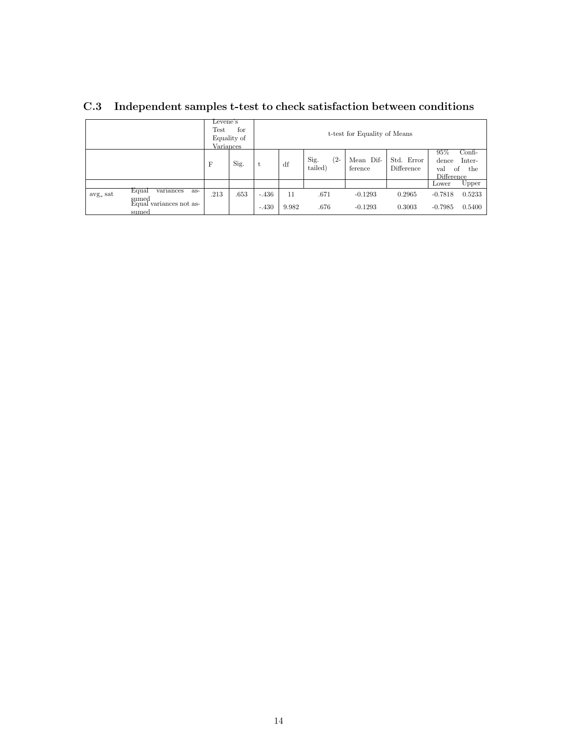### C.3 Independent samples t-test to check satisfaction between conditions

| | | Levene's Test for Equality of Variances | | t-test for Equality of Means | | | | | | |
|---|---|---|---|---|---|---|---|---|---|---|
| | | F | Sig. | t | df | Sig. (2-tailed) | Mean Difference | Std. Error Difference | 95% Confidence Interval of the Difference | |
| | | | | | | | | | Lower | Upper |
| avg_sat | Equal variances assumed | .213 | .653 | -.436 | 11 | .671 | -0.1293 | 0.2965 | -0.7818 | 0.5233 |
| | Equal variances not assumed | | | -.430 | 9.982 | .676 | -0.1293 | 0.3003 | -0.7985 | 0.5400 |